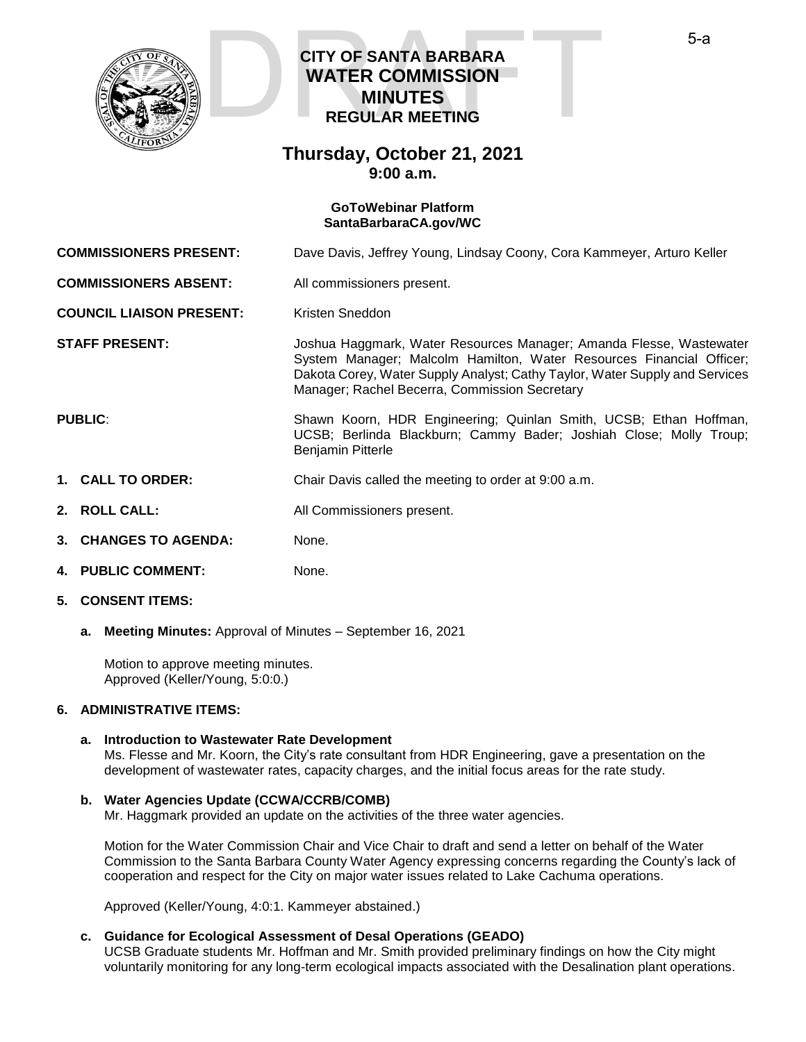# CITY OF SANTA BARBARA WATER COMMISSION MINUTES

## REGULAR MEETING

## Thursday, October 21, 2021
**9:00 a.m.**

**GoToWebinar Platform**
**SantaBarbaraCA.gov/WC**

**COMMISSIONERS PRESENT:** Dave Davis, Jeffrey Young, Lindsay Coony, Cora Kammeyer, Arturo Keller

**COMMISSIONERS ABSENT:** All commissioners present.

**COUNCIL LIAISON PRESENT:** Kristen Sneddon

**STAFF PRESENT:** Joshua Haggmark, Water Resources Manager; Amanda Flesse, Wastewater System Manager; Malcolm Hamilton, Water Resources Financial Officer; Dakota Corey, Water Supply Analyst; Cathy Taylor, Water Supply and Services Manager; Rachel Becerra, Commission Secretary

**PUBLIC**: Shawn Koorn, HDR Engineering; Quinlan Smith, UCSB; Ethan Hoffman, UCSB; Berlinda Blackburn; Cammy Bader; Joshiah Close; Molly Troup; Benjamin Pitterle

1. **CALL TO ORDER:** Chair Davis called the meeting to order at 9:00 a.m.

2. **ROLL CALL:** All Commissioners present.

3. **CHANGES TO AGENDA:** None.

4. **PUBLIC COMMENT:** None.

5. **CONSENT ITEMS:**

   a. **Meeting Minutes:** Approval of Minutes – September 16, 2021

   Motion to approve meeting minutes.
   Approved (Keller/Young, 5:0:0.)

6. **ADMINISTRATIVE ITEMS:**

   a. **Introduction to Wastewater Rate Development**
   Ms. Flesse and Mr. Koorn, the City's rate consultant from HDR Engineering, gave a presentation on the development of wastewater rates, capacity charges, and the initial focus areas for the rate study.

   b. **Water Agencies Update (CCWA/CCRB/COMB)**
   Mr. Haggmark provided an update on the activities of the three water agencies.

   Motion for the Water Commission Chair and Vice Chair to draft and send a letter on behalf of the Water Commission to the Santa Barbara County Water Agency expressing concerns regarding the County's lack of cooperation and respect for the City on major water issues related to Lake Cachuma operations.

   Approved (Keller/Young, 4:0:1. Kammeyer abstained.)

   c. **Guidance for Ecological Assessment of Desal Operations (GEADO)**
   UCSB Graduate students Mr. Hoffman and Mr. Smith provided preliminary findings on how the City might voluntarily monitoring for any long-term ecological impacts associated with the Desalination plant operations.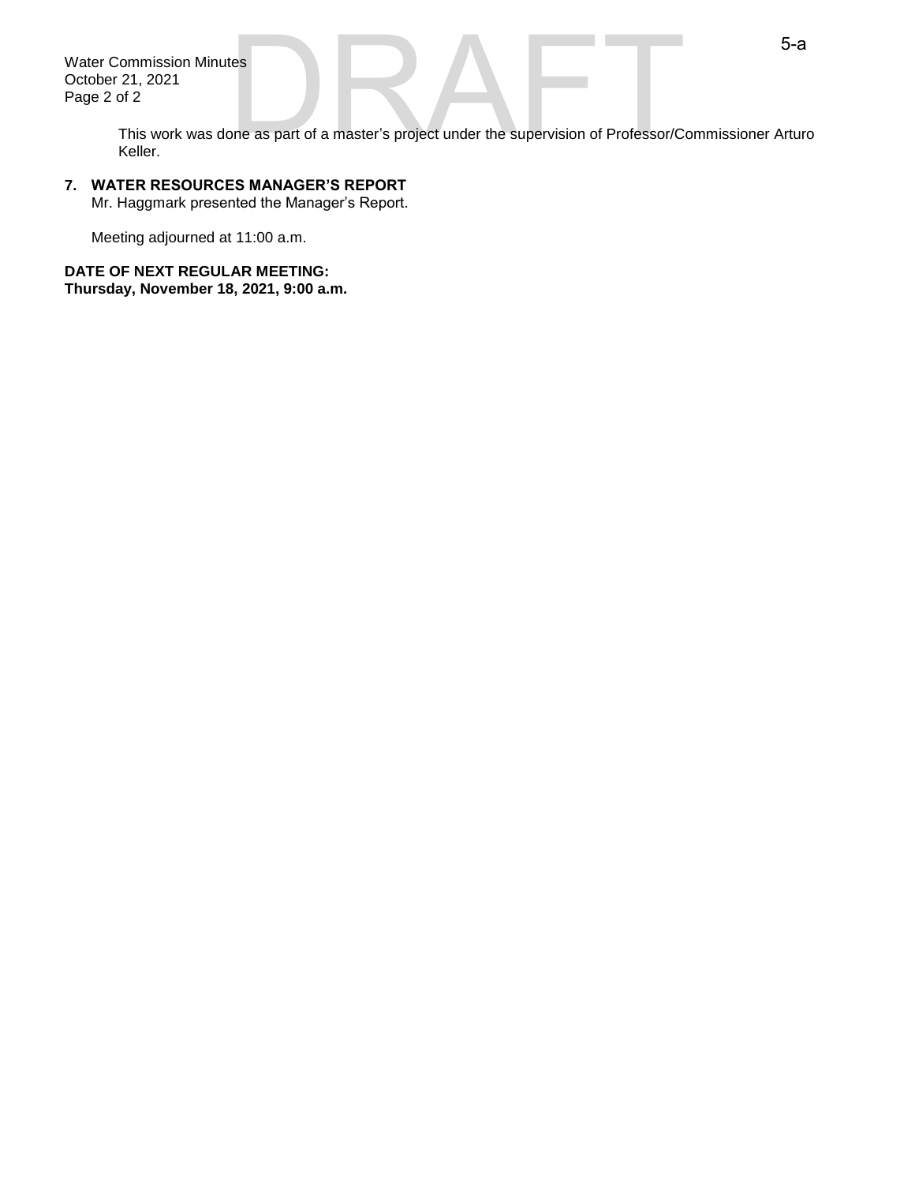This work was done as part of a master's project under the supervision of Professor/Commissioner Arturo Keller.

**7. WATER RESOURCES MANAGER'S REPORT**

Mr. Haggmark presented the Manager's Report.

Meeting adjourned at 11:00 a.m.

**DATE OF NEXT REGULAR MEETING:**
**Thursday, November 18, 2021, 9:00 a.m.**